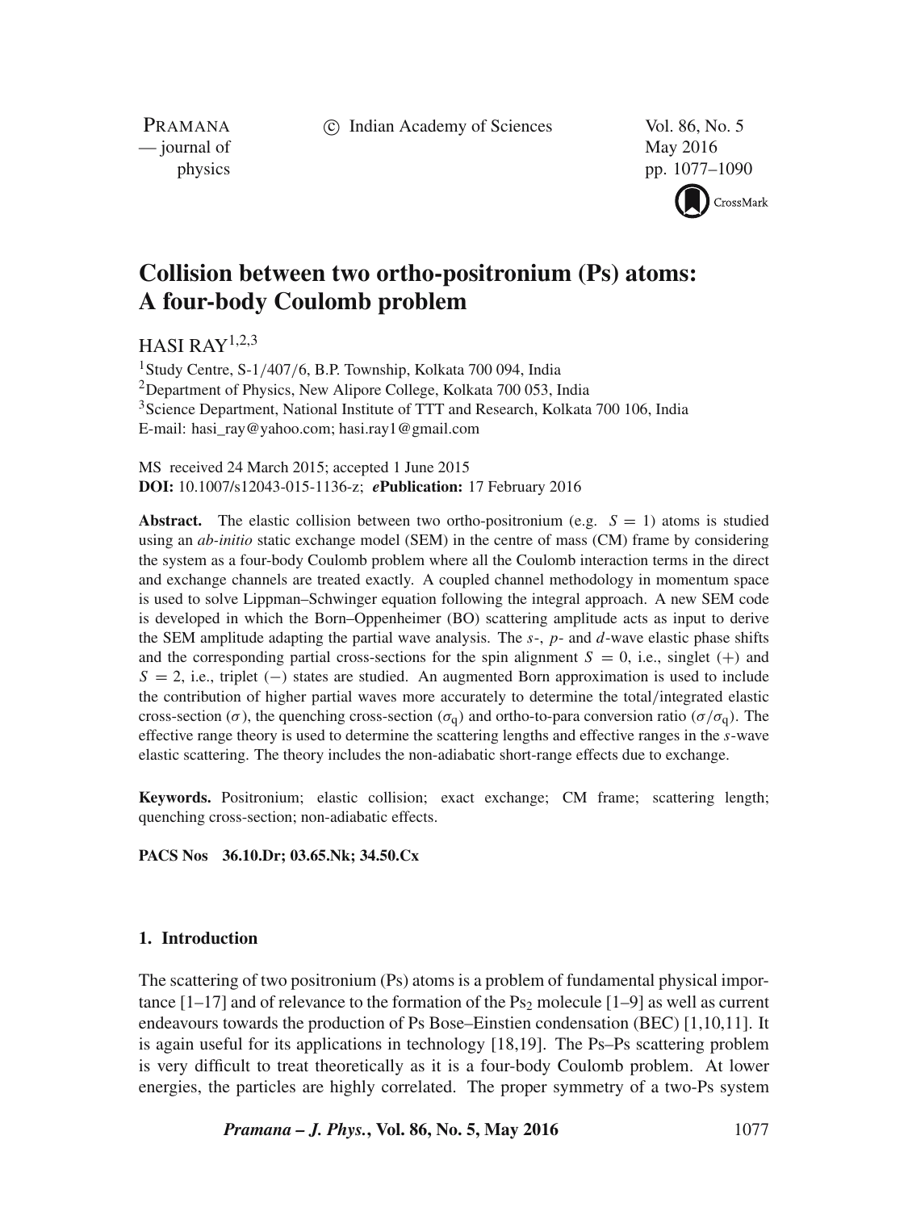# Collision between two ortho-positronium (Ps) atoms: A four-body Coulomb problem

HASI RAY[1,2,3]

[1]Study Centre, S-1/407/6, B.P. Township, Kolkata 700 094, India
[2]Department of Physics, New Alipore College, Kolkata 700 053, India
[3]Science Department, National Institute of TTT and Research, Kolkata 700 106, India
E-mail: hasi_ray@yahoo.com; hasi.ray1@gmail.com

MS received 24 March 2015; accepted 1 June 2015
**DOI:** 10.1007/s12043-015-1136-z; ***e*Publication:** 17 February 2016

**Abstract.** The elastic collision between two ortho-positronium (e.g. $S = 1$) atoms is studied using an *ab-initio* static exchange model (SEM) in the centre of mass (CM) frame by considering the system as a four-body Coulomb problem where all the Coulomb interaction terms in the direct and exchange channels are treated exactly. A coupled channel methodology in momentum space is used to solve Lippman–Schwinger equation following the integral approach. A new SEM code is developed in which the Born–Oppenheimer (BO) scattering amplitude acts as input to derive the SEM amplitude adapting the partial wave analysis. The *s*-, *p*- and *d*-wave elastic phase shifts and the corresponding partial cross-sections for the spin alignment $S = 0$, i.e., singlet (+) and $S = 2$, i.e., triplet (−) states are studied. An augmented Born approximation is used to include the contribution of higher partial waves more accurately to determine the total/integrated elastic cross-section ($\sigma$), the quenching cross-section ($\sigma_q$) and ortho-to-para conversion ratio ($\sigma/\sigma_q$). The effective range theory is used to determine the scattering lengths and effective ranges in the *s*-wave elastic scattering. The theory includes the non-adiabatic short-range effects due to exchange.

**Keywords.** Positronium; elastic collision; exact exchange; CM frame; scattering length; quenching cross-section; non-adiabatic effects.

**PACS Nos** **36.10.Dr; 03.65.Nk; 34.50.Cx**

## 1. Introduction

The scattering of two positronium (Ps) atoms is a problem of fundamental physical importance [1–17] and of relevance to the formation of the $Ps_2$ molecule [1–9] as well as current endeavours towards the production of Ps Bose–Einstien condensation (BEC) [1,10,11]. It is again useful for its applications in technology [18,19]. The Ps–Ps scattering problem is very difficult to treat theoretically as it is a four-body Coulomb problem. At lower energies, the particles are highly correlated. The proper symmetry of a two-Ps system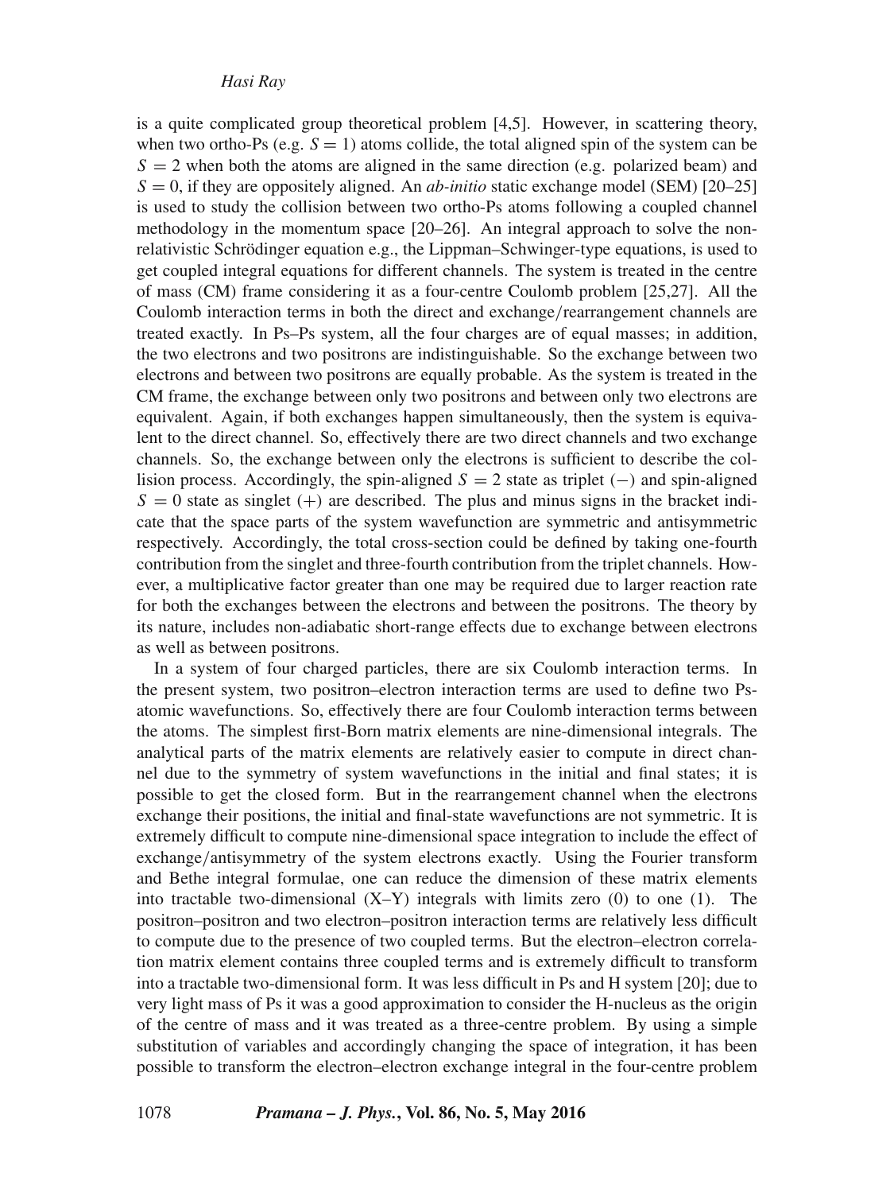is a quite complicated group theoretical problem [4,5]. However, in scattering theory, when two ortho-Ps (e.g. $S = 1$) atoms collide, the total aligned spin of the system can be $S = 2$ when both the atoms are aligned in the same direction (e.g. polarized beam) and $S = 0$, if they are oppositely aligned. An *ab-initio* static exchange model (SEM) [20–25] is used to study the collision between two ortho-Ps atoms following a coupled channel methodology in the momentum space [20–26]. An integral approach to solve the non-relativistic Schrödinger equation e.g., the Lippman–Schwinger-type equations, is used to get coupled integral equations for different channels. The system is treated in the centre of mass (CM) frame considering it as a four-centre Coulomb problem [25,27]. All the Coulomb interaction terms in both the direct and exchange/rearrangement channels are treated exactly. In Ps–Ps system, all the four charges are of equal masses; in addition, the two electrons and two positrons are indistinguishable. So the exchange between two electrons and between two positrons are equally probable. As the system is treated in the CM frame, the exchange between only two positrons and between only two electrons are equivalent. Again, if both exchanges happen simultaneously, then the system is equivalent to the direct channel. So, effectively there are two direct channels and two exchange channels. So, the exchange between only the electrons is sufficient to describe the collision process. Accordingly, the spin-aligned $S = 2$ state as triplet $(-)$ and spin-aligned $S = 0$ state as singlet $(+)$ are described. The plus and minus signs in the bracket indicate that the space parts of the system wavefunction are symmetric and antisymmetric respectively. Accordingly, the total cross-section could be defined by taking one-fourth contribution from the singlet and three-fourth contribution from the triplet channels. However, a multiplicative factor greater than one may be required due to larger reaction rate for both the exchanges between the electrons and between the positrons. The theory by its nature, includes non-adiabatic short-range effects due to exchange between electrons as well as between positrons.

In a system of four charged particles, there are six Coulomb interaction terms. In the present system, two positron–electron interaction terms are used to define two Ps-atomic wavefunctions. So, effectively there are four Coulomb interaction terms between the atoms. The simplest first-Born matrix elements are nine-dimensional integrals. The analytical parts of the matrix elements are relatively easier to compute in direct channel due to the symmetry of system wavefunctions in the initial and final states; it is possible to get the closed form. But in the rearrangement channel when the electrons exchange their positions, the initial and final-state wavefunctions are not symmetric. It is extremely difficult to compute nine-dimensional space integration to include the effect of exchange/antisymmetry of the system electrons exactly. Using the Fourier transform and Bethe integral formulae, one can reduce the dimension of these matrix elements into tractable two-dimensional (X–Y) integrals with limits zero (0) to one (1). The positron–positron and two electron–positron interaction terms are relatively less difficult to compute due to the presence of two coupled terms. But the electron–electron correlation matrix element contains three coupled terms and is extremely difficult to transform into a tractable two-dimensional form. It was less difficult in Ps and H system [20]; due to very light mass of Ps it was a good approximation to consider the H-nucleus as the origin of the centre of mass and it was treated as a three-centre problem. By using a simple substitution of variables and accordingly changing the space of integration, it has been possible to transform the electron–electron exchange integral in the four-centre problem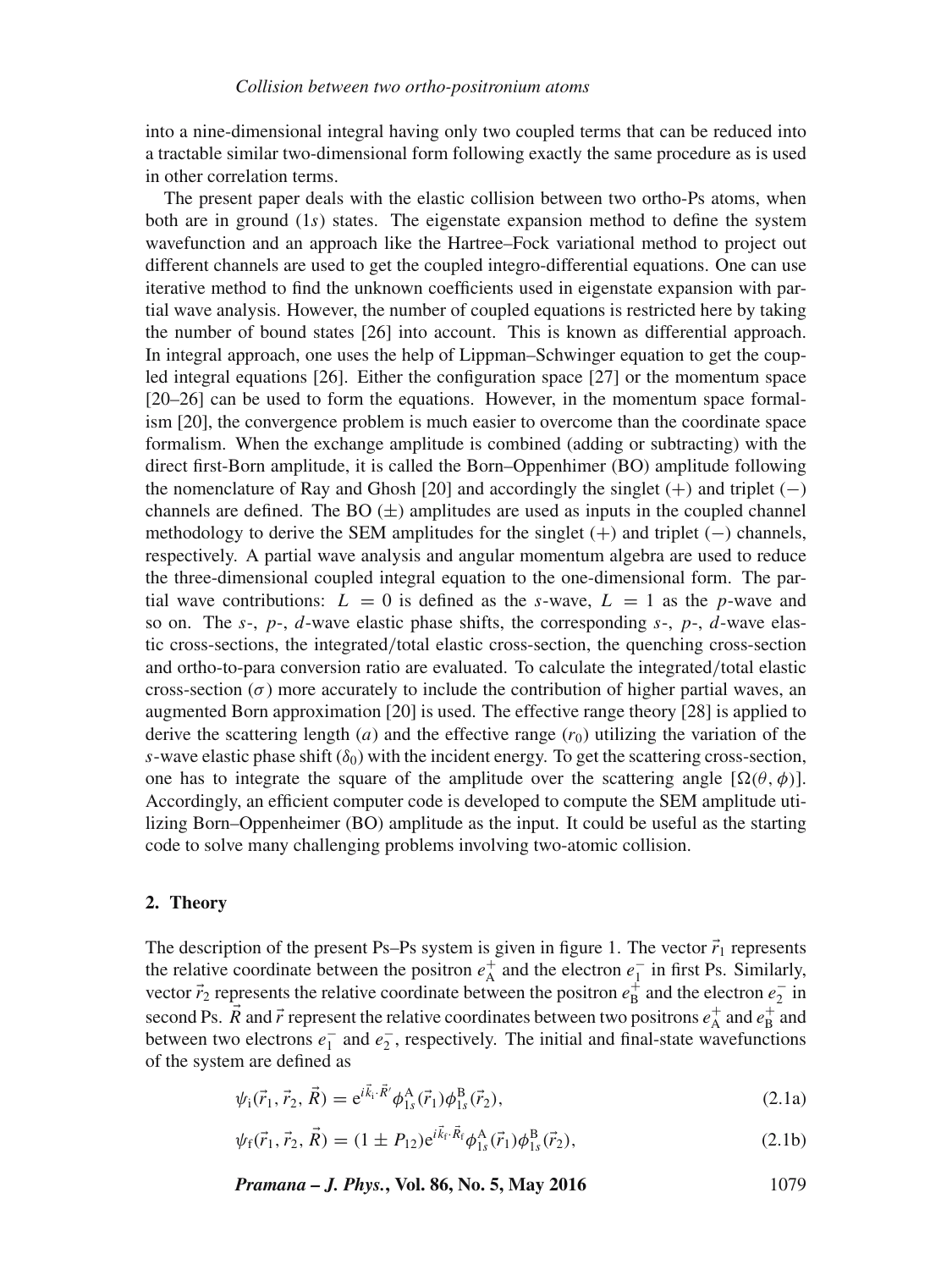into a nine-dimensional integral having only two coupled terms that can be reduced into a tractable similar two-dimensional form following exactly the same procedure as is used in other correlation terms.

The present paper deals with the elastic collision between two ortho-Ps atoms, when both are in ground ($1s$) states. The eigenstate expansion method to define the system wavefunction and an approach like the Hartree–Fock variational method to project out different channels are used to get the coupled integro-differential equations. One can use iterative method to find the unknown coefficients used in eigenstate expansion with partial wave analysis. However, the number of coupled equations is restricted here by taking the number of bound states [26] into account. This is known as differential approach. In integral approach, one uses the help of Lippman–Schwinger equation to get the coupled integral equations [26]. Either the configuration space [27] or the momentum space [20–26] can be used to form the equations. However, in the momentum space formalism [20], the convergence problem is much easier to overcome than the coordinate space formalism. When the exchange amplitude is combined (adding or subtracting) with the direct first-Born amplitude, it is called the Born–Oppenhimer (BO) amplitude following the nomenclature of Ray and Ghosh [20] and accordingly the singlet $(+)$ and triplet $(-)$ channels are defined. The BO $(\pm)$ amplitudes are used as inputs in the coupled channel methodology to derive the SEM amplitudes for the singlet $(+)$ and triplet $(-)$ channels, respectively. A partial wave analysis and angular momentum algebra are used to reduce the three-dimensional coupled integral equation to the one-dimensional form. The partial wave contributions: $L = 0$ is defined as the $s$-wave, $L = 1$ as the $p$-wave and so on. The $s$-, $p$-, $d$-wave elastic phase shifts, the corresponding $s$-, $p$-, $d$-wave elastic cross-sections, the integrated/total elastic cross-section, the quenching cross-section and ortho-to-para conversion ratio are evaluated. To calculate the integrated/total elastic cross-section ($\sigma$) more accurately to include the contribution of higher partial waves, an augmented Born approximation [20] is used. The effective range theory [28] is applied to derive the scattering length ($a$) and the effective range ($r_0$) utilizing the variation of the $s$-wave elastic phase shift ($\delta_0$) with the incident energy. To get the scattering cross-section, one has to integrate the square of the amplitude over the scattering angle $[\Omega(\theta, \phi)]$. Accordingly, an efficient computer code is developed to compute the SEM amplitude utilizing Born–Oppenheimer (BO) amplitude as the input. It could be useful as the starting code to solve many challenging problems involving two-atomic collision.

## 2. Theory

The description of the present Ps–Ps system is given in figure 1. The vector $\vec{r}_1$ represents the relative coordinate between the positron $e_{\mathrm{A}}^{+}$ and the electron $e_{1}^{-}$ in first Ps. Similarly, vector $\vec{r}_2$ represents the relative coordinate between the positron $e_{\mathrm{B}}^{+}$ and the electron $e_{2}^{-}$ in second Ps. $\vec{R}$ and $\vec{r}$ represent the relative coordinates between two positrons $e_{\mathrm{A}}^{+}$ and $e_{\mathrm{B}}^{+}$ and between two electrons $e_{1}^{-}$ and $e_{2}^{-}$, respectively. The initial and final-state wavefunctions of the system are defined as

$$\psi_{\mathrm{i}}(\vec{r}_1, \vec{r}_2, \vec{R}) = \mathrm{e}^{i\vec{k}_{\mathrm{i}}\cdot\vec{R}'}\phi_{1s}^{\mathrm{A}}(\vec{r}_1)\phi_{1s}^{\mathrm{B}}(\vec{r}_2), \tag{2.1a}$$

$$\psi_{\mathrm{f}}(\vec{r}_1, \vec{r}_2, \vec{R}) = (1 \pm P_{12})\mathrm{e}^{i\vec{k}_{\mathrm{f}}\cdot\vec{R}_{\mathrm{f}}}\phi_{1s}^{\mathrm{A}}(\vec{r}_1)\phi_{1s}^{\mathrm{B}}(\vec{r}_2), \tag{2.1b}$$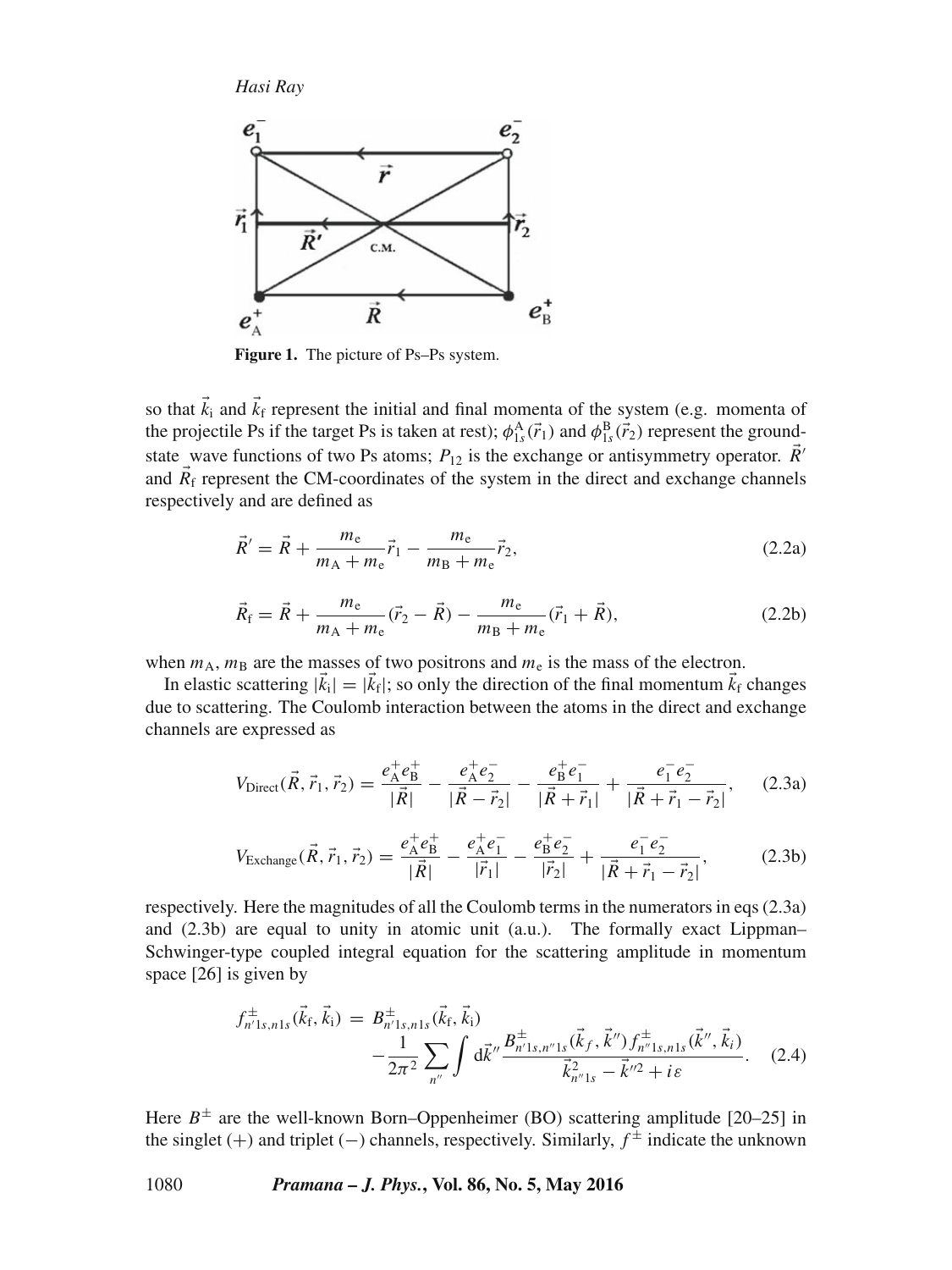Figure 1. The picture of Ps–Ps system.

so that $\vec{k}_i$ and $\vec{k}_f$ represent the initial and final momenta of the system (e.g. momenta of the projectile Ps if the target Ps is taken at rest); $\phi^{A}_{1s}(\vec{r}_1)$ and $\phi^{B}_{1s}(\vec{r}_2)$ represent the ground-state wave functions of two Ps atoms; $P_{12}$ is the exchange or antisymmetry operator. $\vec{R}'$ and $\vec{R}_f$ represent the CM-coordinates of the system in the direct and exchange channels respectively and are defined as

$$\vec{R}' = \vec{R} + \frac{m_e}{m_A + m_e}\vec{r}_1 - \frac{m_e}{m_B + m_e}\vec{r}_2, \tag{2.2a}$$

$$\vec{R}_f = \vec{R} + \frac{m_e}{m_A + m_e}(\vec{r}_2 - \vec{R}) - \frac{m_e}{m_B + m_e}(\vec{r}_1 + \vec{R}), \tag{2.2b}$$

when $m_A$, $m_B$ are the masses of two positrons and $m_e$ is the mass of the electron.

In elastic scattering $|\vec{k}_i| = |\vec{k}_f|$; so only the direction of the final momentum $\vec{k}_f$ changes due to scattering. The Coulomb interaction between the atoms in the direct and exchange channels are expressed as

$$V_{\text{Direct}}(\vec{R}, \vec{r}_1, \vec{r}_2) = \frac{e_A^+ e_B^+}{|\vec{R}|} - \frac{e_A^+ e_2^-}{|\vec{R} - \vec{r}_2|} - \frac{e_B^+ e_1^-}{|\vec{R} + \vec{r}_1|} + \frac{e_1^- e_2^-}{|\vec{R} + \vec{r}_1 - \vec{r}_2|}, \tag{2.3a}$$

$$V_{\text{Exchange}}(\vec{R}, \vec{r}_1, \vec{r}_2) = \frac{e_A^+ e_B^+}{|\vec{R}|} - \frac{e_A^+ e_1^-}{|\vec{r}_1|} - \frac{e_B^+ e_2^-}{|\vec{r}_2|} + \frac{e_1^- e_2^-}{|\vec{R} + \vec{r}_1 - \vec{r}_2|}, \tag{2.3b}$$

respectively. Here the magnitudes of all the Coulomb terms in the numerators in eqs (2.3a) and (2.3b) are equal to unity in atomic unit (a.u.). The formally exact Lippman–Schwinger-type coupled integral equation for the scattering amplitude in momentum space [26] is given by

$$f^{\pm}_{n'1s,n1s}(\vec{k}_f, \vec{k}_i) = B^{\pm}_{n'1s,n1s}(\vec{k}_f, \vec{k}_i) - \frac{1}{2\pi^2} \sum_{n''} \int d\vec{k}'' \frac{B^{\pm}_{n'1s,n''1s}(\vec{k}_f, \vec{k}'') f^{\pm}_{n''1s,n1s}(\vec{k}'', \vec{k}_i)}{\vec{k}^2_{n''1s} - \vec{k}''^2 + i\varepsilon}. \tag{2.4}$$

Here $B^{\pm}$ are the well-known Born–Oppenheimer (BO) scattering amplitude [20–25] in the singlet (+) and triplet (−) channels, respectively. Similarly, $f^{\pm}$ indicate the unknown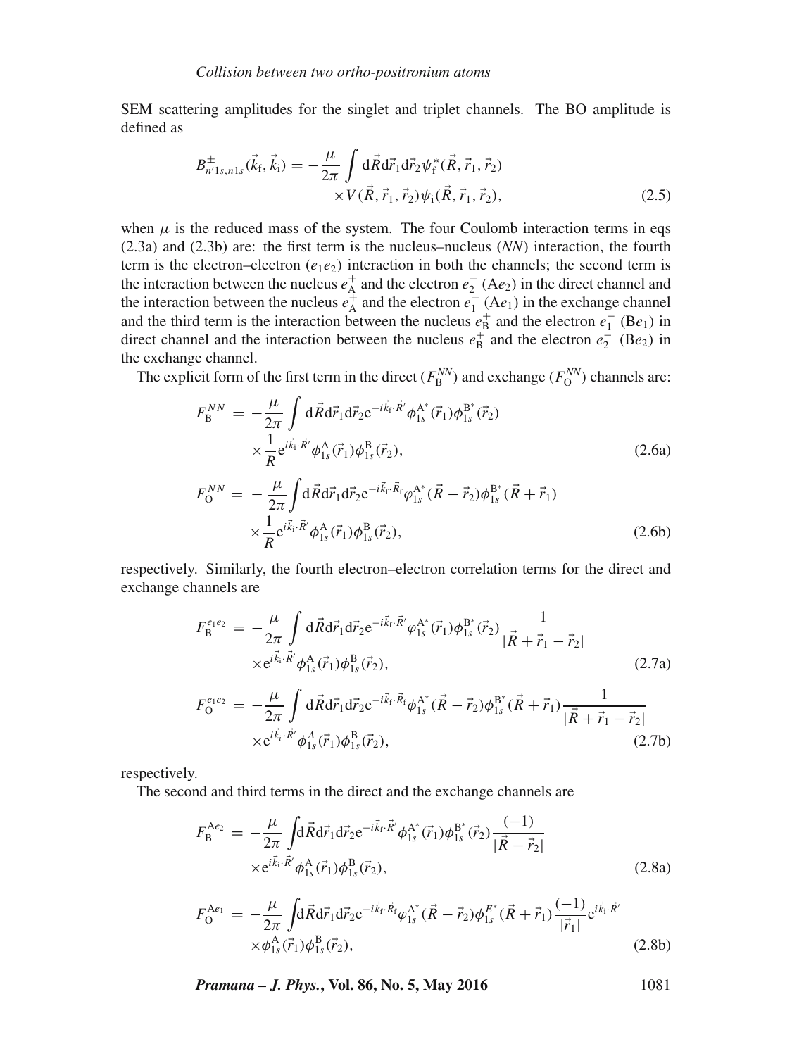SEM scattering amplitudes for the singlet and triplet channels. The BO amplitude is defined as

$$B^{\pm}_{n'1s,n1s}(\vec{k}_{\rm f},\vec{k}_{\rm i}) = -\frac{\mu}{2\pi}\int {\rm d}\vec{R}{\rm d}\vec{r}_1{\rm d}\vec{r}_2\psi^*_{\rm f}(\vec{R},\vec{r}_1,\vec{r}_2) \times V(\vec{R},\vec{r}_1,\vec{r}_2)\psi_{\rm i}(\vec{R},\vec{r}_1,\vec{r}_2), \tag{2.5}$$

when $\mu$ is the reduced mass of the system. The four Coulomb interaction terms in eqs (2.3a) and (2.3b) are: the first term is the nucleus–nucleus (*NN*) interaction, the fourth term is the electron–electron ($e_1e_2$) interaction in both the channels; the second term is the interaction between the nucleus $e^+_{\rm A}$ and the electron $e^-_2$ (A$e_2$) in the direct channel and the interaction between the nucleus $e^+_{\rm A}$ and the electron $e^-_1$ (A$e_1$) in the exchange channel and the third term is the interaction between the nucleus $e^+_{\rm B}$ and the electron $e^-_1$ (B$e_1$) in direct channel and the interaction between the nucleus $e^+_{\rm B}$ and the electron $e^-_2$ (B$e_2$) in the exchange channel.

The explicit form of the first term in the direct ($F^{NN}_{\rm B}$) and exchange ($F^{NN}_{\rm O}$) channels are:

$$F^{NN}_{\rm B} = -\frac{\mu}{2\pi}\int {\rm d}\vec{R}{\rm d}\vec{r}_1{\rm d}\vec{r}_2{\rm e}^{-i\vec{k}_{\rm f}\cdot\vec{R}'}\phi^{{\rm A}^*}_{1s}(\vec{r}_1)\phi^{{\rm B}^*}_{1s}(\vec{r}_2) \times\frac{1}{R}{\rm e}^{i\vec{k}_{\rm i}\cdot\vec{R}'}\phi^{\rm A}_{1s}(\vec{r}_1)\phi^{\rm B}_{1s}(\vec{r}_2), \tag{2.6a}$$

$$F^{NN}_{\rm O} = -\frac{\mu}{2\pi}\int {\rm d}\vec{R}{\rm d}\vec{r}_1{\rm d}\vec{r}_2{\rm e}^{-i\vec{k}_{\rm f}\cdot\vec{R}_{\rm f}}\varphi^{{\rm A}^*}_{1s}(\vec{R}-\vec{r}_2)\phi^{{\rm B}^*}_{1s}(\vec{R}+\vec{r}_1) \times\frac{1}{R}{\rm e}^{i\vec{k}_{\rm i}\cdot\vec{R}'}\phi^{\rm A}_{1s}(\vec{r}_1)\phi^{\rm B}_{1s}(\vec{r}_2), \tag{2.6b}$$

respectively. Similarly, the fourth electron–electron correlation terms for the direct and exchange channels are

$$F^{e_1e_2}_{\rm B} = -\frac{\mu}{2\pi}\int {\rm d}\vec{R}{\rm d}\vec{r}_1{\rm d}\vec{r}_2{\rm e}^{-i\vec{k}_{\rm f}\cdot\vec{R}'}\varphi^{{\rm A}^*}_{1s}(\vec{r}_1)\phi^{{\rm B}^*}_{1s}(\vec{r}_2)\frac{1}{|\vec{R}+\vec{r}_1-\vec{r}_2|} \times{\rm e}^{i\vec{k}_{\rm i}\cdot\vec{R}'}\phi^{\rm A}_{1s}(\vec{r}_1)\phi^{\rm B}_{1s}(\vec{r}_2), \tag{2.7a}$$

$$F^{e_1e_2}_{\rm O} = -\frac{\mu}{2\pi}\int {\rm d}\vec{R}{\rm d}\vec{r}_1{\rm d}\vec{r}_2{\rm e}^{-i\vec{k}_{\rm f}\cdot\vec{R}_{\rm f}}\phi^{{\rm A}^*}_{1s}(\vec{R}-\vec{r}_2)\phi^{{\rm B}^*}_{1s}(\vec{R}+\vec{r}_1)\frac{1}{|\vec{R}+\vec{r}_1-\vec{r}_2|} \times{\rm e}^{i\vec{k}_i\cdot\vec{R}'}\phi^{A}_{1s}(\vec{r}_1)\phi^{\rm B}_{1s}(\vec{r}_2), \tag{2.7b}$$

respectively.

The second and third terms in the direct and the exchange channels are

$$F^{{\rm A}e_2}_{\rm B} = -\frac{\mu}{2\pi}\int {\rm d}\vec{R}{\rm d}\vec{r}_1{\rm d}\vec{r}_2{\rm e}^{-i\vec{k}_{\rm f}\cdot\vec{R}'}\phi^{{\rm A}^*}_{1s}(\vec{r}_1)\phi^{{\rm B}^*}_{1s}(\vec{r}_2)\frac{(-1)}{|\vec{R}-\vec{r}_2|} \times{\rm e}^{i\vec{k}_{\rm i}\cdot\vec{R}'}\phi^{\rm A}_{1s}(\vec{r}_1)\phi^{\rm B}_{1s}(\vec{r}_2), \tag{2.8a}$$

$$F^{{\rm A}e_1}_{\rm O} = -\frac{\mu}{2\pi}\int {\rm d}\vec{R}{\rm d}\vec{r}_1{\rm d}\vec{r}_2{\rm e}^{-i\vec{k}_{\rm f}\cdot\vec{R}_{\rm f}}\varphi^{{\rm A}^*}_{1s}(\vec{R}-\vec{r}_2)\phi^{E^*}_{1s}(\vec{R}+\vec{r}_1)\frac{(-1)}{|\vec{r}_1|}{\rm e}^{i\vec{k}_{\rm i}\cdot\vec{R}'} \times\phi^{\rm A}_{1s}(\vec{r}_1)\phi^{\rm B}_{1s}(\vec{r}_2), \tag{2.8b}$$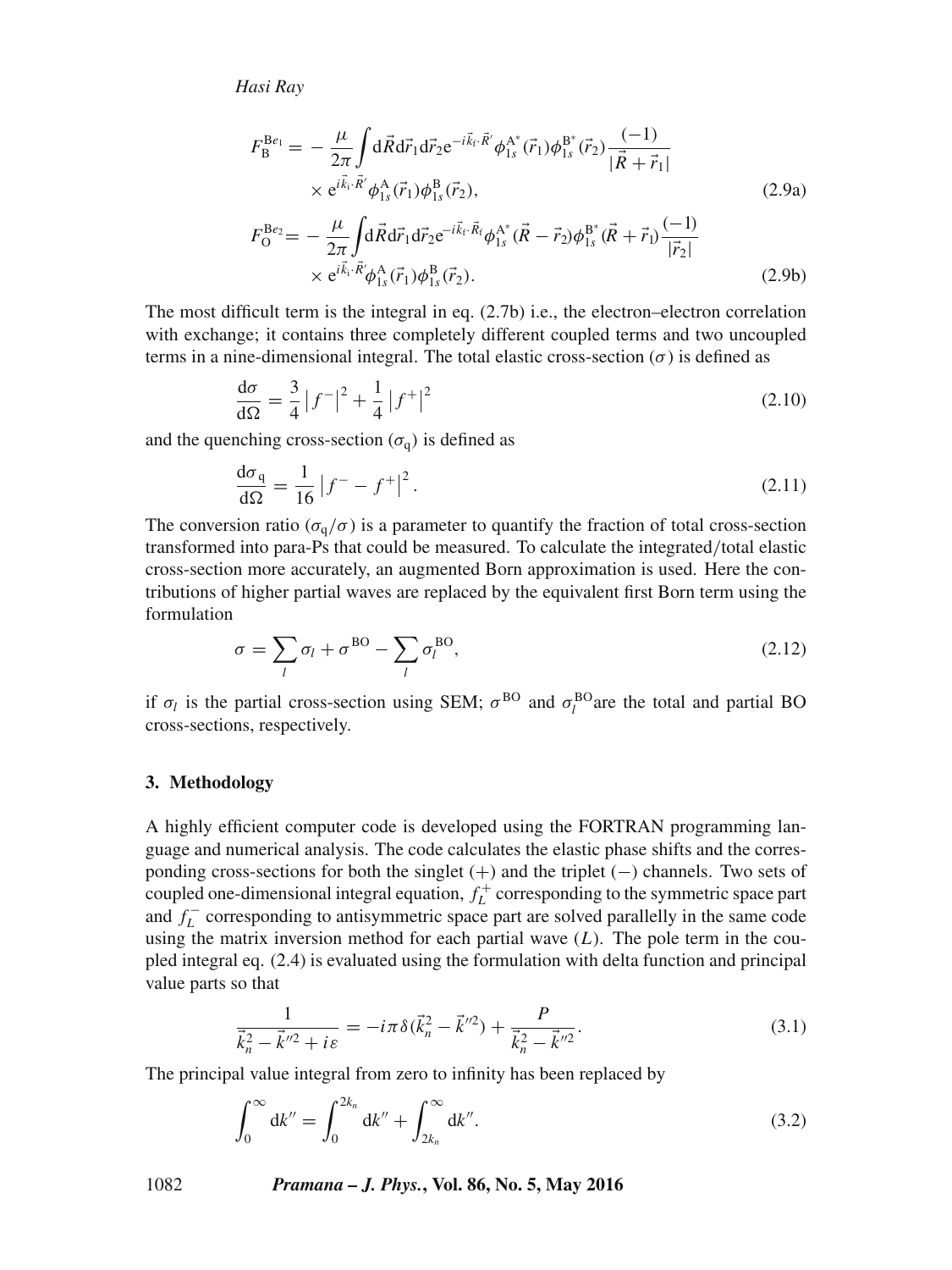$$
\begin{aligned}
F_{\mathrm{B}}^{\mathrm{Be}_1} = & -\frac{\mu}{2\pi}\int \mathrm{d}\vec{R}\mathrm{d}\vec{r}_1\mathrm{d}\vec{r}_2 \mathrm{e}^{-i\vec{k}_\mathrm{f}\cdot\vec{R}'}\phi_{1s}^{\mathrm{A}^*}(\vec{r}_1)\phi_{1s}^{\mathrm{B}^*}(\vec{r}_2)\frac{(-1)}{|\vec{R}+\vec{r}_1|} \\
& \times \mathrm{e}^{i\vec{k}_\mathrm{i}\cdot\vec{R}'}\phi_{1s}^{\mathrm{A}}(\vec{r}_1)\phi_{1s}^{\mathrm{B}}(\vec{r}_2),
\end{aligned}
\tag{2.9a}
$$

$$
\begin{aligned}
F_{\mathrm{O}}^{\mathrm{Be}_2} = & -\frac{\mu}{2\pi}\int \mathrm{d}\vec{R}\mathrm{d}\vec{r}_1\mathrm{d}\vec{r}_2 \mathrm{e}^{-i\vec{k}_\mathrm{f}\cdot\vec{R}_\mathrm{f}}\phi_{1s}^{\mathrm{A}^*}(\vec{R}-\vec{r}_2)\phi_{1s}^{\mathrm{B}^*}(\vec{R}+\vec{r}_1)\frac{(-1)}{|\vec{r}_2|} \\
& \times \mathrm{e}^{i\vec{k}_\mathrm{i}\cdot\vec{R}'}\phi_{1s}^{\mathrm{A}}(\vec{r}_1)\phi_{1s}^{\mathrm{B}}(\vec{r}_2).
\end{aligned}
\tag{2.9b}
$$

The most difficult term is the integral in eq. (2.7b) i.e., the electron–electron correlation with exchange; it contains three completely different coupled terms and two uncoupled terms in a nine-dimensional integral. The total elastic cross-section ($\sigma$) is defined as

$$
\frac{\mathrm{d}\sigma}{\mathrm{d}\Omega} = \frac{3}{4}\left|f^-\right|^2 + \frac{1}{4}\left|f^+\right|^2 \tag{2.10}
$$

and the quenching cross-section ($\sigma_\mathrm{q}$) is defined as

$$
\frac{\mathrm{d}\sigma_\mathrm{q}}{\mathrm{d}\Omega} = \frac{1}{16}\left|f^- - f^+\right|^2. \tag{2.11}
$$

The conversion ratio ($\sigma_\mathrm{q}/\sigma$) is a parameter to quantify the fraction of total cross-section transformed into para-Ps that could be measured. To calculate the integrated/total elastic cross-section more accurately, an augmented Born approximation is used. Here the contributions of higher partial waves are replaced by the equivalent first Born term using the formulation

$$
\sigma = \sum_l \sigma_l + \sigma^{\mathrm{BO}} - \sum_l \sigma_l^{\mathrm{BO}}, \tag{2.12}
$$

if $\sigma_l$ is the partial cross-section using SEM; $\sigma^{\mathrm{BO}}$ and $\sigma_l^{\mathrm{BO}}$are the total and partial BO cross-sections, respectively.

## 3. Methodology

A highly efficient computer code is developed using the FORTRAN programming language and numerical analysis. The code calculates the elastic phase shifts and the corresponding cross-sections for both the singlet (+) and the triplet (−) channels. Two sets of coupled one-dimensional integral equation, $f_L^+$ corresponding to the symmetric space part and $f_L^-$ corresponding to antisymmetric space part are solved parallelly in the same code using the matrix inversion method for each partial wave ($L$). The pole term in the coupled integral eq. (2.4) is evaluated using the formulation with delta function and principal value parts so that

$$
\frac{1}{\vec{k}_n^2 - \vec{k}''^2 + i\varepsilon} = -i\pi\delta(\vec{k}_n^2 - \vec{k}''^2) + \frac{P}{\vec{k}_n^2 - \vec{k}''^2}. \tag{3.1}
$$

The principal value integral from zero to infinity has been replaced by

$$
\int_0^\infty \mathrm{d}k'' = \int_0^{2k_n} \mathrm{d}k'' + \int_{2k_n}^\infty \mathrm{d}k''. \tag{3.2}
$$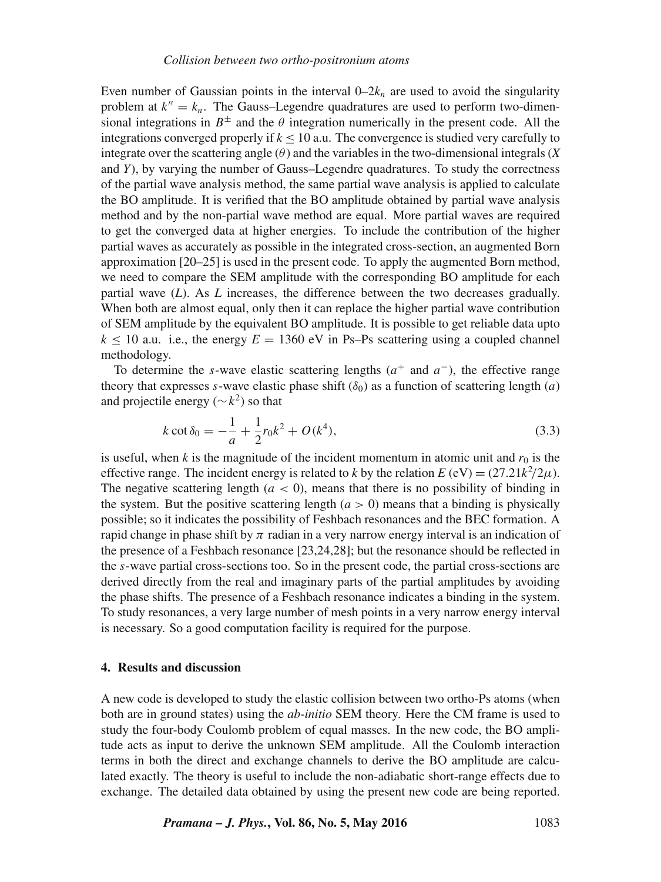Even number of Gaussian points in the interval 0–$2k_n$ are used to avoid the singularity problem at $k'' = k_n$. The Gauss–Legendre quadratures are used to perform two-dimensional integrations in $B^{\pm}$ and the $\theta$ integration numerically in the present code. All the integrations converged properly if $k \leq 10$ a.u. The convergence is studied very carefully to integrate over the scattering angle ($\theta$) and the variables in the two-dimensional integrals ($X$ and $Y$), by varying the number of Gauss–Legendre quadratures. To study the correctness of the partial wave analysis method, the same partial wave analysis is applied to calculate the BO amplitude. It is verified that the BO amplitude obtained by partial wave analysis method and by the non-partial wave method are equal. More partial waves are required to get the converged data at higher energies. To include the contribution of the higher partial waves as accurately as possible in the integrated cross-section, an augmented Born approximation [20–25] is used in the present code. To apply the augmented Born method, we need to compare the SEM amplitude with the corresponding BO amplitude for each partial wave ($L$). As $L$ increases, the difference between the two decreases gradually. When both are almost equal, only then it can replace the higher partial wave contribution of SEM amplitude by the equivalent BO amplitude. It is possible to get reliable data upto $k \leq 10$ a.u. i.e., the energy $E = 1360$ eV in Ps–Ps scattering using a coupled channel methodology.

To determine the $s$-wave elastic scattering lengths ($a^+$ and $a^-$), the effective range theory that expresses $s$-wave elastic phase shift ($\delta_0$) as a function of scattering length ($a$) and projectile energy ($\sim k^2$) so that

$$k \cot \delta_0 = -\frac{1}{a} + \frac{1}{2} r_0 k^2 + O(k^4), \tag{3.3}$$

is useful, when $k$ is the magnitude of the incident momentum in atomic unit and $r_0$ is the effective range. The incident energy is related to $k$ by the relation $E\,(\text{eV}) = (27.21k^2/2\mu)$. The negative scattering length ($a < 0$), means that there is no possibility of binding in the system. But the positive scattering length ($a > 0$) means that a binding is physically possible; so it indicates the possibility of Feshbach resonances and the BEC formation. A rapid change in phase shift by $\pi$ radian in a very narrow energy interval is an indication of the presence of a Feshbach resonance [23,24,28]; but the resonance should be reflected in the $s$-wave partial cross-sections too. So in the present code, the partial cross-sections are derived directly from the real and imaginary parts of the partial amplitudes by avoiding the phase shifts. The presence of a Feshbach resonance indicates a binding in the system. To study resonances, a very large number of mesh points in a very narrow energy interval is necessary. So a good computation facility is required for the purpose.

## 4. Results and discussion

A new code is developed to study the elastic collision between two ortho-Ps atoms (when both are in ground states) using the *ab-initio* SEM theory. Here the CM frame is used to study the four-body Coulomb problem of equal masses. In the new code, the BO amplitude acts as input to derive the unknown SEM amplitude. All the Coulomb interaction terms in both the direct and exchange channels to derive the BO amplitude are calculated exactly. The theory is useful to include the non-adiabatic short-range effects due to exchange. The detailed data obtained by using the present new code are being reported.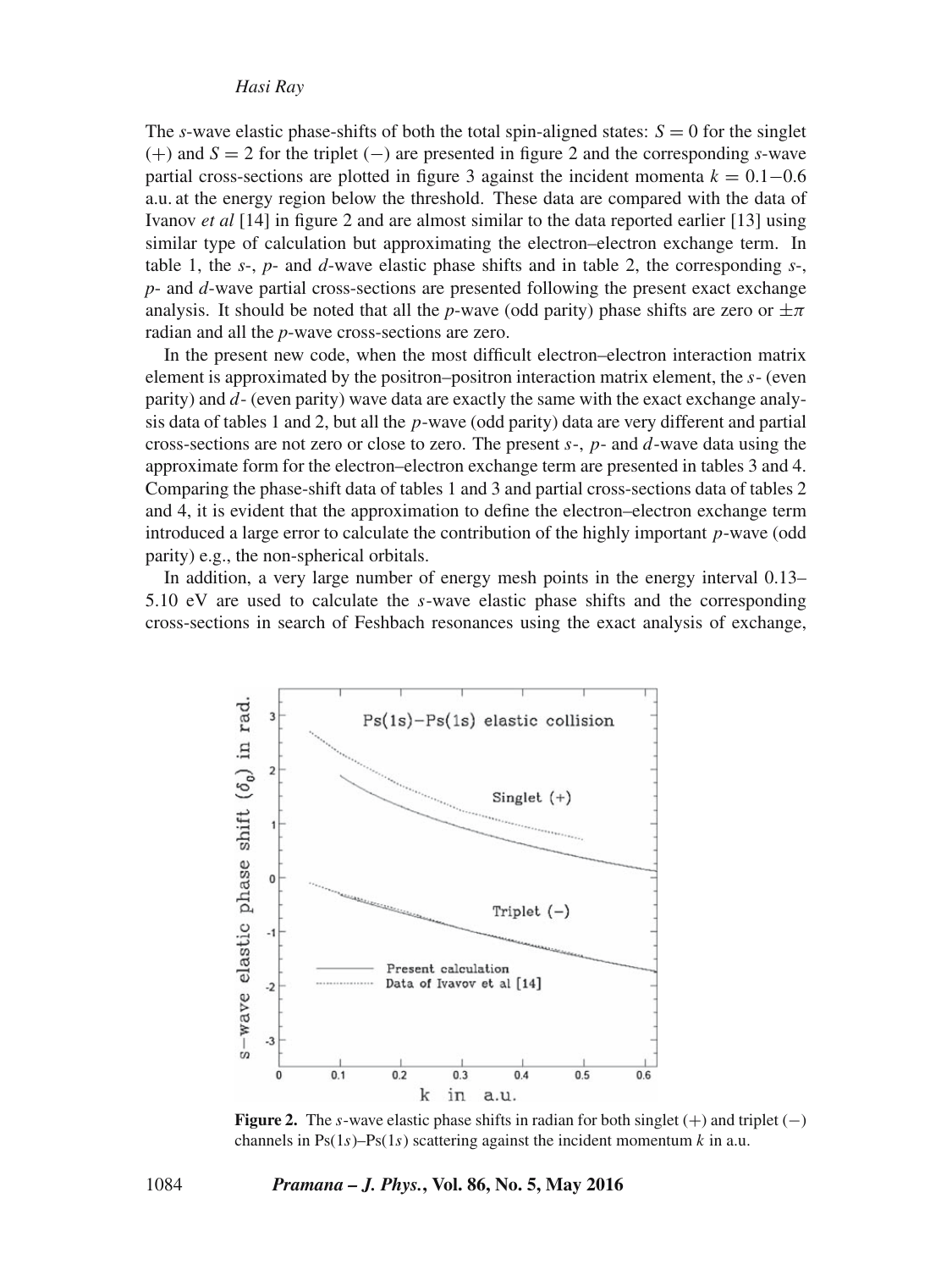The $s$-wave elastic phase-shifts of both the total spin-aligned states: $S = 0$ for the singlet (+) and $S = 2$ for the triplet (−) are presented in figure 2 and the corresponding $s$-wave partial cross-sections are plotted in figure 3 against the incident momenta $k = 0.1{-}0.6$ a.u. at the energy region below the threshold. These data are compared with the data of Ivanov *et al* [14] in figure 2 and are almost similar to the data reported earlier [13] using similar type of calculation but approximating the electron–electron exchange term. In table 1, the $s$-, $p$- and $d$-wave elastic phase shifts and in table 2, the corresponding $s$-, $p$- and $d$-wave partial cross-sections are presented following the present exact exchange analysis. It should be noted that all the $p$-wave (odd parity) phase shifts are zero or $\pm\pi$ radian and all the $p$-wave cross-sections are zero.

In the present new code, when the most difficult electron–electron interaction matrix element is approximated by the positron–positron interaction matrix element, the $s$- (even parity) and $d$- (even parity) wave data are exactly the same with the exact exchange analysis data of tables 1 and 2, but all the $p$-wave (odd parity) data are very different and partial cross-sections are not zero or close to zero. The present $s$-, $p$- and $d$-wave data using the approximate form for the electron–electron exchange term are presented in tables 3 and 4. Comparing the phase-shift data of tables 1 and 3 and partial cross-sections data of tables 2 and 4, it is evident that the approximation to define the electron–electron exchange term introduced a large error to calculate the contribution of the highly important $p$-wave (odd parity) e.g., the non-spherical orbitals.

In addition, a very large number of energy mesh points in the energy interval 0.13–5.10 eV are used to calculate the $s$-wave elastic phase shifts and the corresponding cross-sections in search of Feshbach resonances using the exact analysis of exchange,

**Figure 2.** The $s$-wave elastic phase shifts in radian for both singlet (+) and triplet (−) channels in Ps(1$s$)–Ps(1$s$) scattering against the incident momentum $k$ in a.u.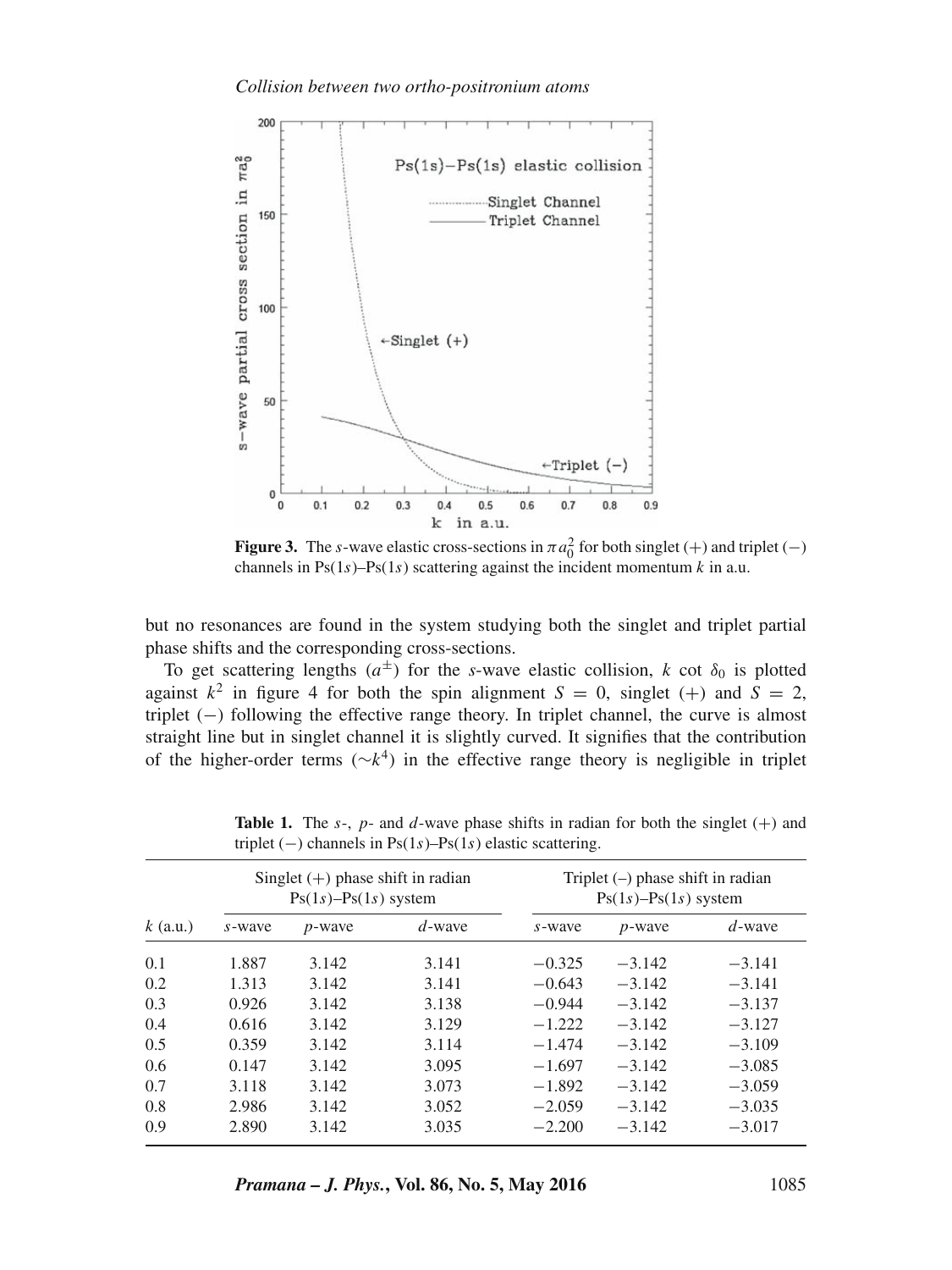**Figure 3.** The $s$-wave elastic cross-sections in $\pi a_0^2$ for both singlet (+) and triplet (−) channels in Ps(1$s$)–Ps(1$s$) scattering against the incident momentum $k$ in a.u.

but no resonances are found in the system studying both the singlet and triplet partial phase shifts and the corresponding cross-sections.

To get scattering lengths ($a^{\pm}$) for the $s$-wave elastic collision, $k \cot \delta_0$ is plotted against $k^2$ in figure 4 for both the spin alignment $S = 0$, singlet (+) and $S = 2$, triplet (−) following the effective range theory. In triplet channel, the curve is almost straight line but in singlet channel it is slightly curved. It signifies that the contribution of the higher-order terms ($\sim k^4$) in the effective range theory is negligible in triplet

**Table 1.** The $s$-, $p$- and $d$-wave phase shifts in radian for both the singlet (+) and triplet (−) channels in Ps(1$s$)–Ps(1$s$) elastic scattering.

| | Singlet (+) phase shift in radian Ps(1$s$)–Ps(1$s$) system | | | Triplet (–) phase shift in radian Ps(1$s$)–Ps(1$s$) system | | |
|---|---|---|---|---|---|---|
| $k$ (a.u.) | $s$-wave | $p$-wave | $d$-wave | $s$-wave | $p$-wave | $d$-wave |
| 0.1 | 1.887 | 3.142 | 3.141 | −0.325 | −3.142 | −3.141 |
| 0.2 | 1.313 | 3.142 | 3.141 | −0.643 | −3.142 | −3.141 |
| 0.3 | 0.926 | 3.142 | 3.138 | −0.944 | −3.142 | −3.137 |
| 0.4 | 0.616 | 3.142 | 3.129 | −1.222 | −3.142 | −3.127 |
| 0.5 | 0.359 | 3.142 | 3.114 | −1.474 | −3.142 | −3.109 |
| 0.6 | 0.147 | 3.142 | 3.095 | −1.697 | −3.142 | −3.085 |
| 0.7 | 3.118 | 3.142 | 3.073 | −1.892 | −3.142 | −3.059 |
| 0.8 | 2.986 | 3.142 | 3.052 | −2.059 | −3.142 | −3.035 |
| 0.9 | 2.890 | 3.142 | 3.035 | −2.200 | −3.142 | −3.017 |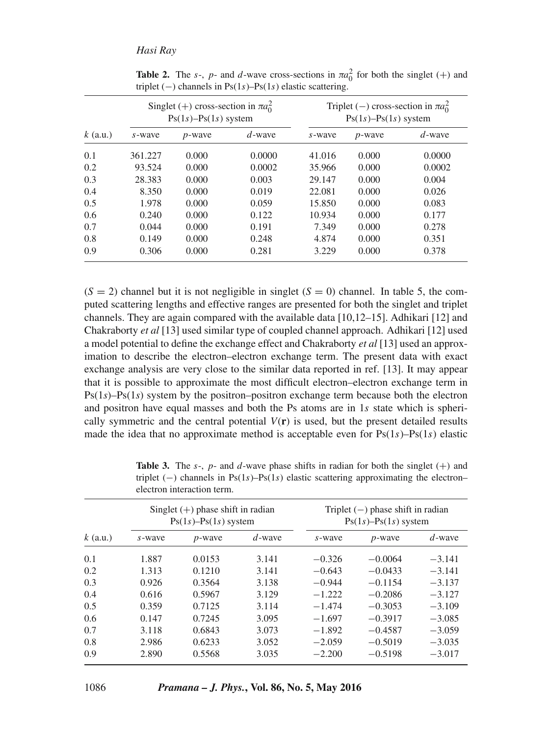**Table 2.** The $s$-, $p$- and $d$-wave cross-sections in $\pi a_0^2$ for both the singlet (+) and triplet (−) channels in Ps(1$s$)–Ps(1$s$) elastic scattering.

| | Singlet (+) cross-section in $\pi a_0^2$ Ps(1$s$)–Ps(1$s$) system | | | Triplet (−) cross-section in $\pi a_0^2$ Ps(1$s$)–Ps(1$s$) system | | |
|---|---|---|---|---|---|---|
| $k$ (a.u.) | $s$-wave | $p$-wave | $d$-wave | $s$-wave | $p$-wave | $d$-wave |
| 0.1 | 361.227 | 0.000 | 0.0000 | 41.016 | 0.000 | 0.0000 |
| 0.2 | 93.524 | 0.000 | 0.0002 | 35.966 | 0.000 | 0.0002 |
| 0.3 | 28.383 | 0.000 | 0.003 | 29.147 | 0.000 | 0.004 |
| 0.4 | 8.350 | 0.000 | 0.019 | 22.081 | 0.000 | 0.026 |
| 0.5 | 1.978 | 0.000 | 0.059 | 15.850 | 0.000 | 0.083 |
| 0.6 | 0.240 | 0.000 | 0.122 | 10.934 | 0.000 | 0.177 |
| 0.7 | 0.044 | 0.000 | 0.191 | 7.349 | 0.000 | 0.278 |
| 0.8 | 0.149 | 0.000 | 0.248 | 4.874 | 0.000 | 0.351 |
| 0.9 | 0.306 | 0.000 | 0.281 | 3.229 | 0.000 | 0.378 |

($S = 2$) channel but it is not negligible in singlet ($S = 0$) channel. In table 5, the computed scattering lengths and effective ranges are presented for both the singlet and triplet channels. They are again compared with the available data [10,12–15]. Adhikari [12] and Chakraborty *et al* [13] used similar type of coupled channel approach. Adhikari [12] used a model potential to define the exchange effect and Chakraborty *et al* [13] used an approximation to describe the electron–electron exchange term. The present data with exact exchange analysis are very close to the similar data reported in ref. [13]. It may appear that it is possible to approximate the most difficult electron–electron exchange term in Ps(1$s$)–Ps(1$s$) system by the positron–positron exchange term because both the electron and positron have equal masses and both the Ps atoms are in 1$s$ state which is spherically symmetric and the central potential $V(\mathbf{r})$ is used, but the present detailed results made the idea that no approximate method is acceptable even for Ps(1$s$)–Ps(1$s$) elastic

**Table 3.** The $s$-, $p$- and $d$-wave phase shifts in radian for both the singlet (+) and triplet (−) channels in Ps(1$s$)–Ps(1$s$) elastic scattering approximating the electron–electron interaction term.

| | Singlet (+) phase shift in radian Ps(1$s$)–Ps(1$s$) system | | | Triplet (−) phase shift in radian Ps(1$s$)–Ps(1$s$) system | | |
|---|---|---|---|---|---|---|
| $k$ (a.u.) | $s$-wave | $p$-wave | $d$-wave | $s$-wave | $p$-wave | $d$-wave |
| 0.1 | 1.887 | 0.0153 | 3.141 | −0.326 | −0.0064 | −3.141 |
| 0.2 | 1.313 | 0.1210 | 3.141 | −0.643 | −0.0433 | −3.141 |
| 0.3 | 0.926 | 0.3564 | 3.138 | −0.944 | −0.1154 | −3.137 |
| 0.4 | 0.616 | 0.5967 | 3.129 | −1.222 | −0.2086 | −3.127 |
| 0.5 | 0.359 | 0.7125 | 3.114 | −1.474 | −0.3053 | −3.109 |
| 0.6 | 0.147 | 0.7245 | 3.095 | −1.697 | −0.3917 | −3.085 |
| 0.7 | 3.118 | 0.6843 | 3.073 | −1.892 | −0.4587 | −3.059 |
| 0.8 | 2.986 | 0.6233 | 3.052 | −2.059 | −0.5019 | −3.035 |
| 0.9 | 2.890 | 0.5568 | 3.035 | −2.200 | −0.5198 | −3.017 |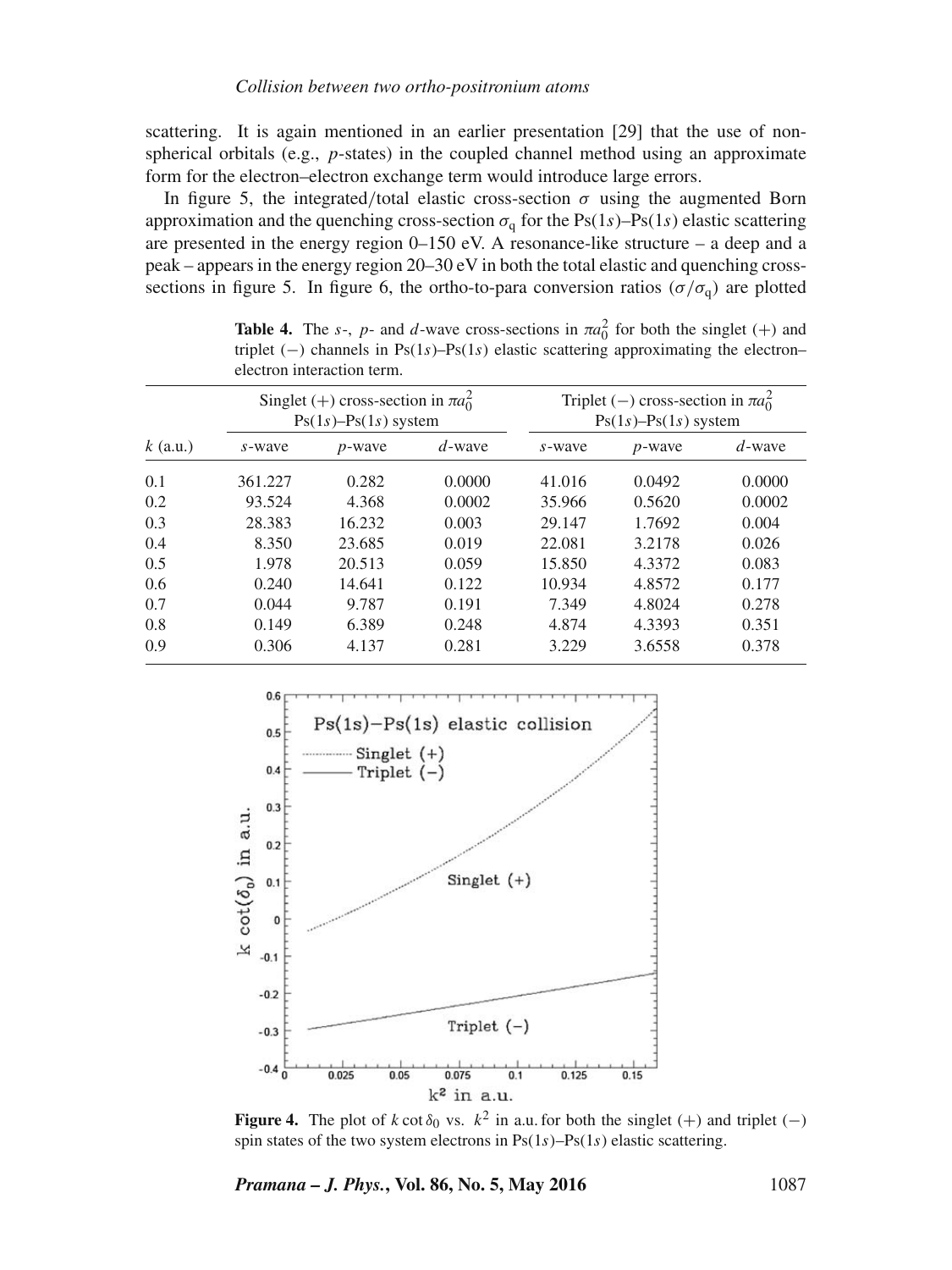scattering. It is again mentioned in an earlier presentation [29] that the use of non-spherical orbitals (e.g., $p$-states) in the coupled channel method using an approximate form for the electron–electron exchange term would introduce large errors.

In figure 5, the integrated/total elastic cross-section $\sigma$ using the augmented Born approximation and the quenching cross-section $\sigma_q$ for the Ps(1$s$)–Ps(1$s$) elastic scattering are presented in the energy region 0–150 eV. A resonance-like structure – a deep and a peak – appears in the energy region 20–30 eV in both the total elastic and quenching cross-sections in figure 5. In figure 6, the ortho-to-para conversion ratios ($\sigma/\sigma_q$) are plotted

**Table 4.** The $s$-, $p$- and $d$-wave cross-sections in $\pi a_0^2$ for both the singlet (+) and triplet (−) channels in Ps(1$s$)–Ps(1$s$) elastic scattering approximating the electron–electron interaction term.

| | Singlet (+) cross-section in $\pi a_0^2$ Ps(1$s$)–Ps(1$s$) system | | | Triplet (−) cross-section in $\pi a_0^2$ Ps(1$s$)–Ps(1$s$) system | | |
|---|---|---|---|---|---|---|
| $k$ (a.u.) | $s$-wave | $p$-wave | $d$-wave | $s$-wave | $p$-wave | $d$-wave |
| 0.1 | 361.227 | 0.282 | 0.0000 | 41.016 | 0.0492 | 0.0000 |
| 0.2 | 93.524 | 4.368 | 0.0002 | 35.966 | 0.5620 | 0.0002 |
| 0.3 | 28.383 | 16.232 | 0.003 | 29.147 | 1.7692 | 0.004 |
| 0.4 | 8.350 | 23.685 | 0.019 | 22.081 | 3.2178 | 0.026 |
| 0.5 | 1.978 | 20.513 | 0.059 | 15.850 | 4.3372 | 0.083 |
| 0.6 | 0.240 | 14.641 | 0.122 | 10.934 | 4.8572 | 0.177 |
| 0.7 | 0.044 | 9.787 | 0.191 | 7.349 | 4.8024 | 0.278 |
| 0.8 | 0.149 | 6.389 | 0.248 | 4.874 | 4.3393 | 0.351 |
| 0.9 | 0.306 | 4.137 | 0.281 | 3.229 | 3.6558 | 0.378 |

**Figure 4.** The plot of $k \cot \delta_0$ vs. $k^2$ in a.u. for both the singlet (+) and triplet (−) spin states of the two system electrons in Ps(1$s$)–Ps(1$s$) elastic scattering.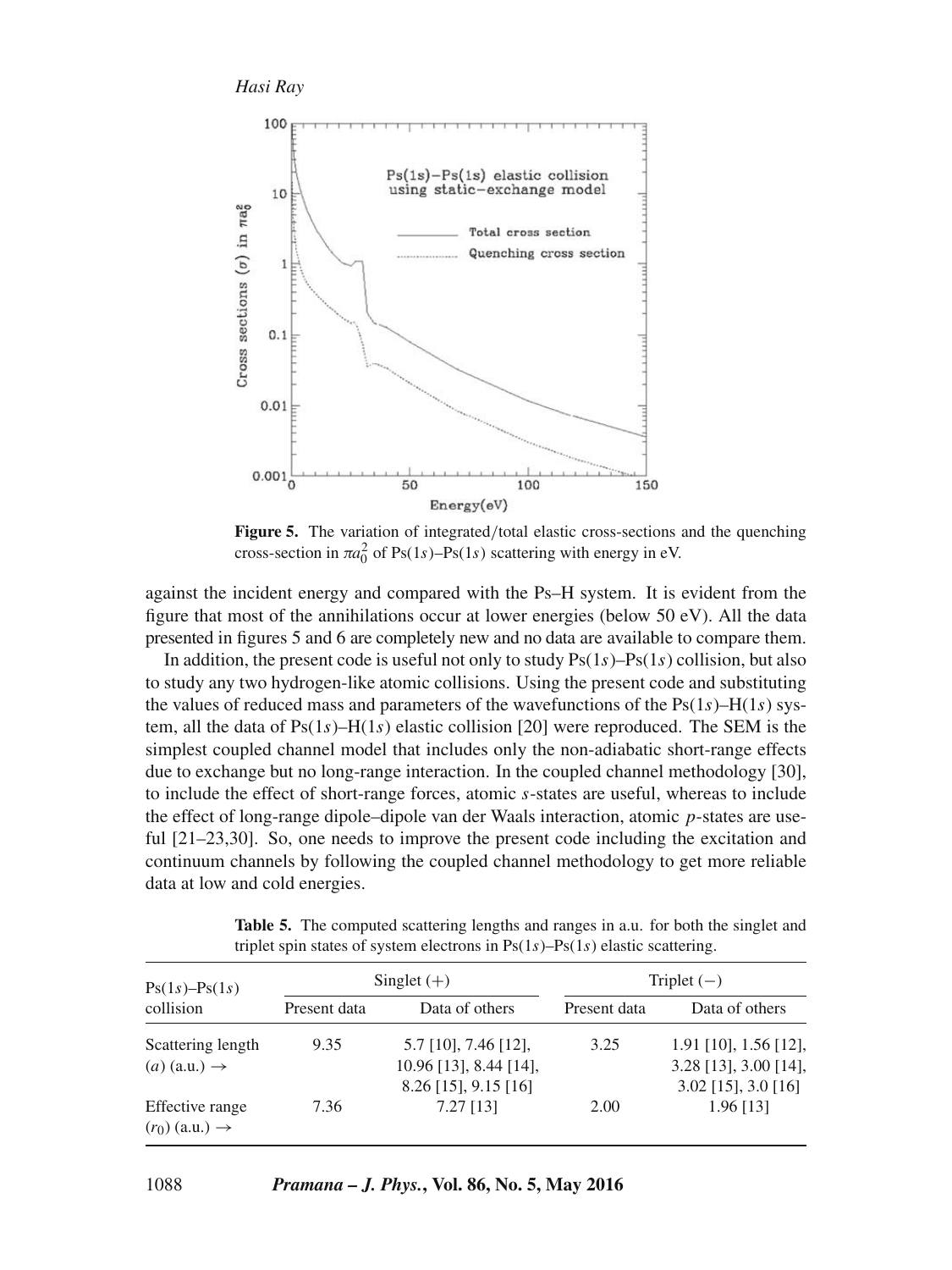**Figure 5.** The variation of integrated/total elastic cross-sections and the quenching cross-section in $\pi a_0^2$ of Ps(1*s*)–Ps(1*s*) scattering with energy in eV.

against the incident energy and compared with the Ps–H system. It is evident from the figure that most of the annihilations occur at lower energies (below 50 eV). All the data presented in figures 5 and 6 are completely new and no data are available to compare them.

In addition, the present code is useful not only to study Ps(1*s*)–Ps(1*s*) collision, but also to study any two hydrogen-like atomic collisions. Using the present code and substituting the values of reduced mass and parameters of the wavefunctions of the Ps(1*s*)–H(1*s*) system, all the data of Ps(1*s*)–H(1*s*) elastic collision [20] were reproduced. The SEM is the simplest coupled channel model that includes only the non-adiabatic short-range effects due to exchange but no long-range interaction. In the coupled channel methodology [30], to include the effect of short-range forces, atomic *s*-states are useful, whereas to include the effect of long-range dipole–dipole van der Waals interaction, atomic *p*-states are useful [21–23,30]. So, one needs to improve the present code including the excitation and continuum channels by following the coupled channel methodology to get more reliable data at low and cold energies.

**Table 5.** The computed scattering lengths and ranges in a.u. for both the singlet and triplet spin states of system electrons in Ps(1*s*)–Ps(1*s*) elastic scattering.

| Ps(1*s*)–Ps(1*s*) collision | Singlet (+) | | Triplet (−) | |
|---|---|---|---|---|
| | Present data | Data of others | Present data | Data of others |
| Scattering length ($a$) (a.u.) → | 9.35 | 5.7 [10], 7.46 [12], 10.96 [13], 8.44 [14], 8.26 [15], 9.15 [16] | 3.25 | 1.91 [10], 1.56 [12], 3.28 [13], 3.00 [14], 3.02 [15], 3.0 [16] |
| Effective range ($r_0$) (a.u.) → | 7.36 | 7.27 [13] | 2.00 | 1.96 [13] |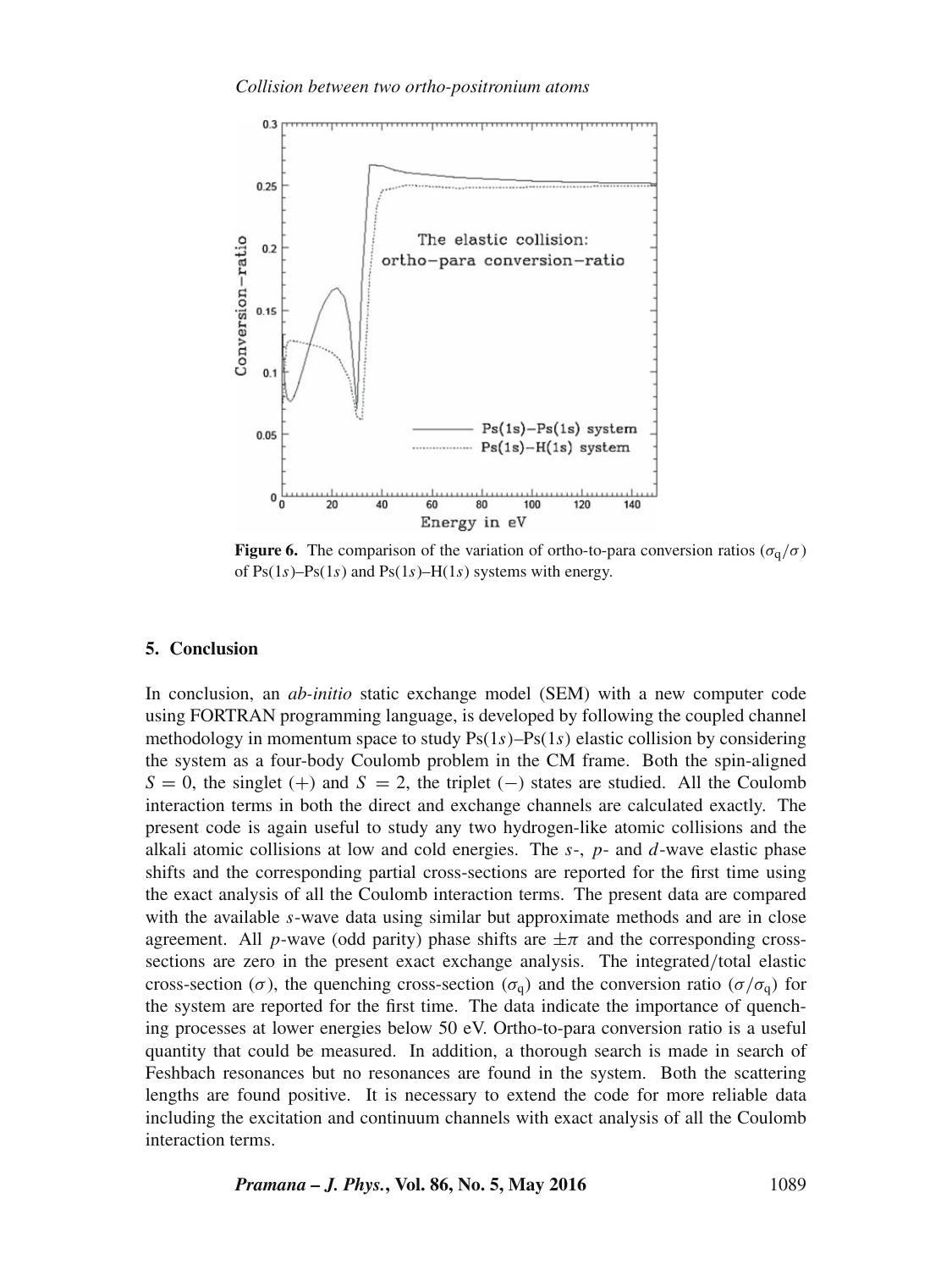**Figure 6.** The comparison of the variation of ortho-to-para conversion ratios ($\sigma_q/\sigma$) of Ps($1s$)–Ps($1s$) and Ps($1s$)–H($1s$) systems with energy.

## 5. Conclusion

In conclusion, an *ab-initio* static exchange model (SEM) with a new computer code using FORTRAN programming language, is developed by following the coupled channel methodology in momentum space to study Ps($1s$)–Ps($1s$) elastic collision by considering the system as a four-body Coulomb problem in the CM frame. Both the spin-aligned $S = 0$, the singlet ($+$) and $S = 2$, the triplet ($-$) states are studied. All the Coulomb interaction terms in both the direct and exchange channels are calculated exactly. The present code is again useful to study any two hydrogen-like atomic collisions and the alkali atomic collisions at low and cold energies. The $s$-, $p$- and $d$-wave elastic phase shifts and the corresponding partial cross-sections are reported for the first time using the exact analysis of all the Coulomb interaction terms. The present data are compared with the available $s$-wave data using similar but approximate methods and are in close agreement. All $p$-wave (odd parity) phase shifts are $\pm\pi$ and the corresponding cross-sections are zero in the present exact exchange analysis. The integrated/total elastic cross-section ($\sigma$), the quenching cross-section ($\sigma_q$) and the conversion ratio ($\sigma/\sigma_q$) for the system are reported for the first time. The data indicate the importance of quenching processes at lower energies below 50 eV. Ortho-to-para conversion ratio is a useful quantity that could be measured. In addition, a thorough search is made in search of Feshbach resonances but no resonances are found in the system. Both the scattering lengths are found positive. It is necessary to extend the code for more reliable data including the excitation and continuum channels with exact analysis of all the Coulomb interaction terms.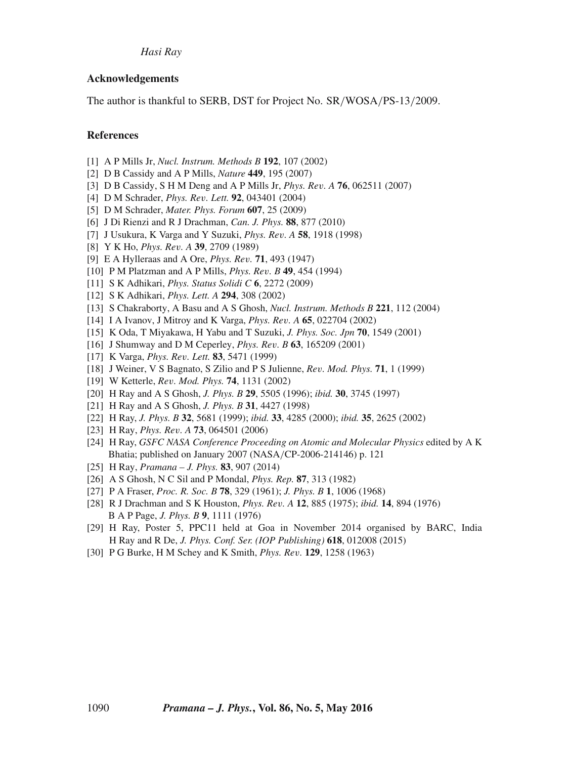## Acknowledgements

The author is thankful to SERB, DST for Project No. SR/WOSA/PS-13/2009.

## References

[1] A P Mills Jr, *Nucl. Instrum. Methods B* **192**, 107 (2002)
[2] D B Cassidy and A P Mills, *Nature* **449**, 195 (2007)
[3] D B Cassidy, S H M Deng and A P Mills Jr, *Phys. Rev. A* **76**, 062511 (2007)
[4] D M Schrader, *Phys. Rev. Lett.* **92**, 043401 (2004)
[5] D M Schrader, *Mater. Phys. Forum* **607**, 25 (2009)
[6] J Di Rienzi and R J Drachman, *Can. J. Phys.* **88**, 877 (2010)
[7] J Usukura, K Varga and Y Suzuki, *Phys. Rev. A* **58**, 1918 (1998)
[8] Y K Ho, *Phys. Rev. A* **39**, 2709 (1989)
[9] E A Hylleraas and A Ore, *Phys. Rev.* **71**, 493 (1947)
[10] P M Platzman and A P Mills, *Phys. Rev. B* **49**, 454 (1994)
[11] S K Adhikari, *Phys. Status Solidi C* **6**, 2272 (2009)
[12] S K Adhikari, *Phys. Lett. A* **294**, 308 (2002)
[13] S Chakraborty, A Basu and A S Ghosh, *Nucl. Instrum. Methods B* **221**, 112 (2004)
[14] I A Ivanov, J Mitroy and K Varga, *Phys. Rev. A* **65**, 022704 (2002)
[15] K Oda, T Miyakawa, H Yabu and T Suzuki, *J. Phys. Soc. Jpn* **70**, 1549 (2001)
[16] J Shumway and D M Ceperley, *Phys. Rev. B* **63**, 165209 (2001)
[17] K Varga, *Phys. Rev. Lett.* **83**, 5471 (1999)
[18] J Weiner, V S Bagnato, S Zilio and P S Julienne, *Rev. Mod. Phys.* **71**, 1 (1999)
[19] W Ketterle, *Rev. Mod. Phys.* **74**, 1131 (2002)
[20] H Ray and A S Ghosh, *J. Phys. B* **29**, 5505 (1996); *ibid.* **30**, 3745 (1997)
[21] H Ray and A S Ghosh, *J. Phys. B* **31**, 4427 (1998)
[22] H Ray, *J. Phys. B* **32**, 5681 (1999); *ibid.* **33**, 4285 (2000); *ibid.* **35**, 2625 (2002)
[23] H Ray, *Phys. Rev. A* **73**, 064501 (2006)
[24] H Ray, *GSFC NASA Conference Proceeding on Atomic and Molecular Physics* edited by A K Bhatia; published on January 2007 (NASA/CP-2006-214146) p. 121
[25] H Ray, *Pramana – J. Phys.* **83**, 907 (2014)
[26] A S Ghosh, N C Sil and P Mondal, *Phys. Rep.* **87**, 313 (1982)
[27] P A Fraser, *Proc. R. Soc. B* **78**, 329 (1961); *J. Phys. B* **1**, 1006 (1968)
[28] R J Drachman and S K Houston, *Phys. Rev. A* **12**, 885 (1975); *ibid.* **14**, 894 (1976)
B A P Page, *J. Phys. B* **9**, 1111 (1976)
[29] H Ray, Poster 5, PPC11 held at Goa in November 2014 organised by BARC, India
H Ray and R De, *J. Phys. Conf. Ser. (IOP Publishing)* **618**, 012008 (2015)
[30] P G Burke, H M Schey and K Smith, *Phys. Rev.* **129**, 1258 (1963)